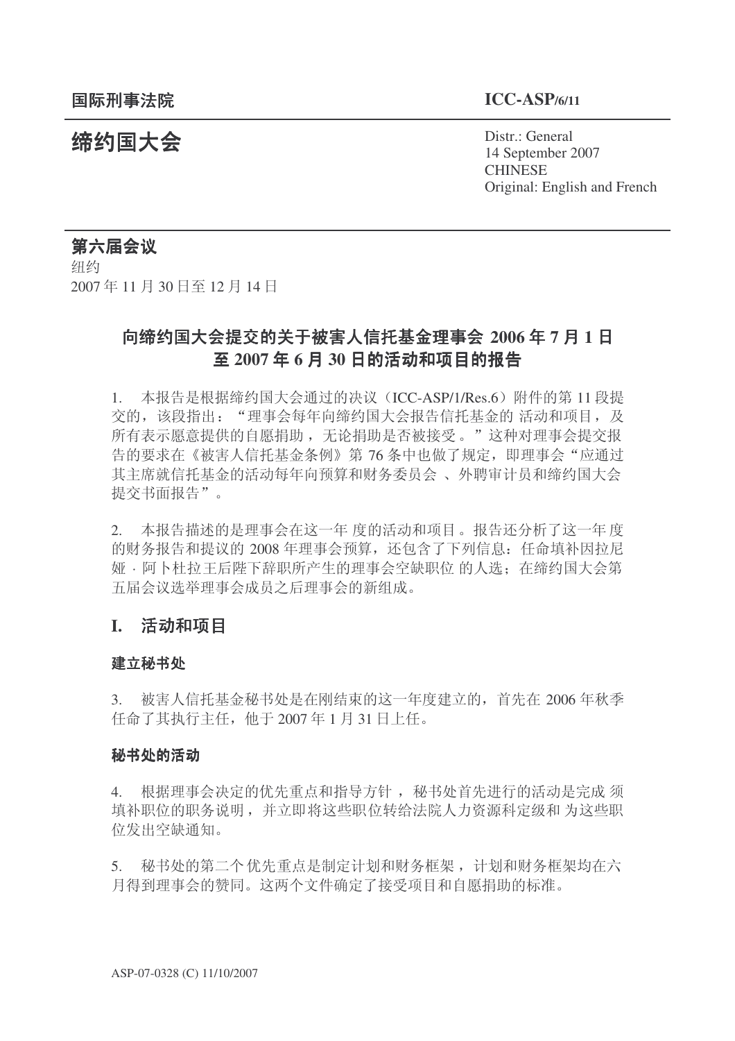国际刑事法院 **ICC-ASP/6/11**

# 缔约国大会

Distr.: General
14 September 2007
CHINESE
Original: English and French

**第六届会议**
纽约
2007 年 11 月 30 日至 12 月 14 日

## 向缔约国大会提交的关于被害人信托基金理事会 2006 年 7 月 1 日至 2007 年 6 月 30 日的活动和项目的报告

1. 本报告是根据缔约国大会通过的决议（ICC-ASP/1/Res.6）附件的第 11 段提交的，该段指出：“理事会每年向缔约国大会报告信托基金的 活动和项目，及所有表示愿意提供的自愿捐助，无论捐助是否被接受。”这种对理事会提交报告的要求在《被害人信托基金条例》第 76 条中也做了规定，即理事会“应通过其主席就信托基金的活动每年向预算和财务委员会 、外聘审计员和缔约国大会提交书面报告”。

2. 本报告描述的是理事会在这一年 度的活动和项目。报告还分析了这一年 度的财务报告和提议的 2008 年理事会预算，还包含了下列信息：任命填补因拉尼娅 · 阿卜杜拉王后陛下辞职所产生的理事会空缺职位 的人选；在缔约国大会第五届会议选举理事会成员之后理事会的新组成。

## I. 活动和项目

### 建立秘书处

3. 被害人信托基金秘书处是在刚结束的这一年度建立的，首先在 2006 年秋季任命了其执行主任，他于 2007 年 1 月 31 日上任。

### 秘书处的活动

4. 根据理事会决定的优先重点和指导方针 ，秘书处首先进行的活动是完成 须填补职位的职务说明，并立即将这些职位转给法院人力资源科定级和 为这些职位发出空缺通知。

5. 秘书处的第二个 优先重点是制定计划和财务框架 ，计划和财务框架均在六月得到理事会的赞同。这两个文件确定了接受项目和自愿捐助的标准。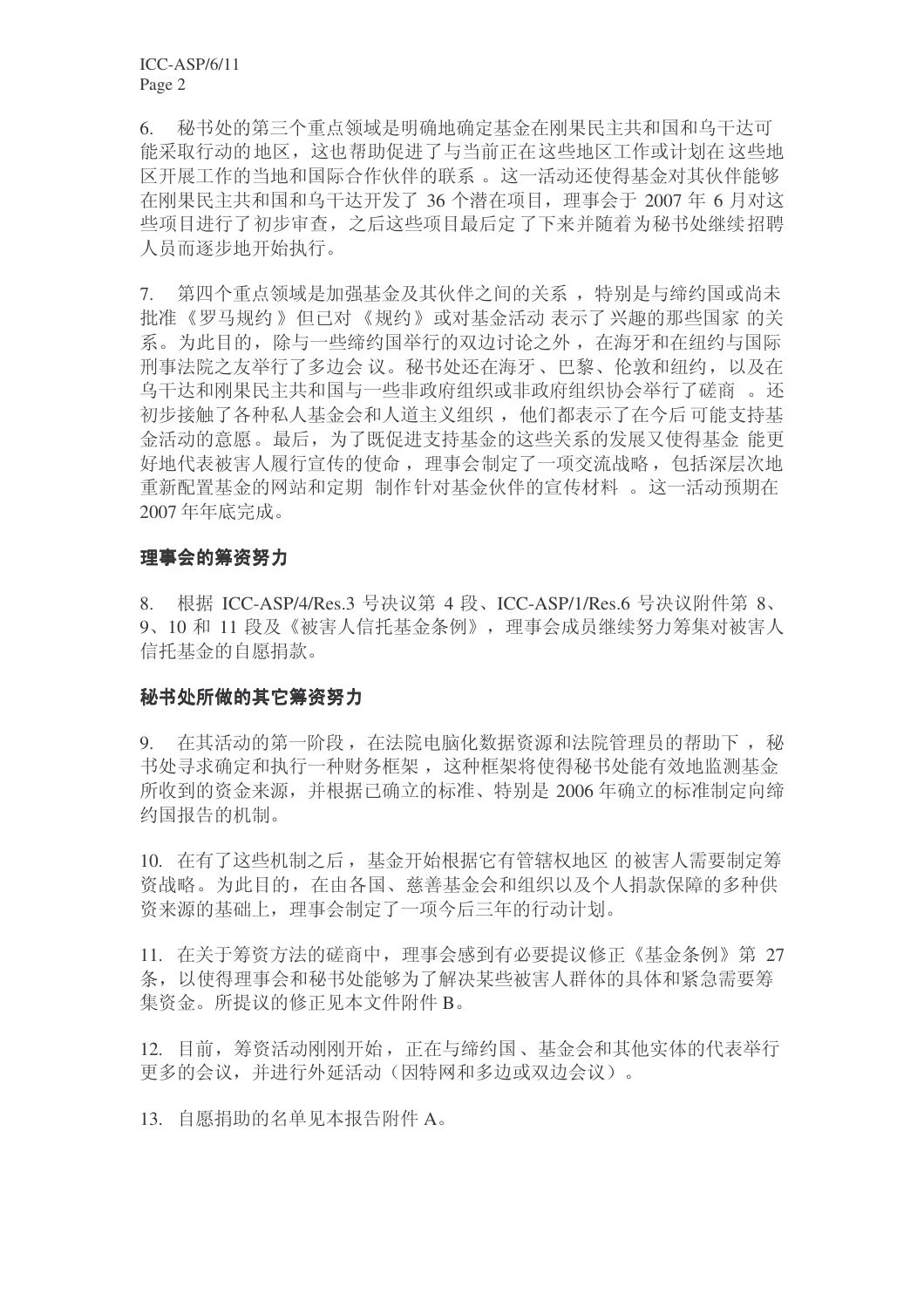6. 秘书处的第三个重点领域是明确地确定基金在刚果民主共和国和乌干达可能采取行动的地区，这也帮助促进了与当前正在这些地区工作或计划在这些地区开展工作的当地和国际合作伙伴的联系。这一活动还使得基金对其伙伴能够在刚果民主共和国和乌干达开发了 36 个潜在项目，理事会于 2007 年 6 月对这些项目进行了初步审查，之后这些项目最后定了下来并随着为秘书处继续招聘人员而逐步地开始执行。

7. 第四个重点领域是加强基金及其伙伴之间的关系，特别是与缔约国或尚未批准《罗马规约》但已对《规约》或对基金活动表示了兴趣的那些国家的关系。为此目的，除与一些缔约国举行的双边讨论之外，在海牙和在纽约与国际刑事法院之友举行了多边会议。秘书处还在海牙、巴黎、伦敦和纽约，以及在乌干达和刚果民主共和国与一些非政府组织或非政府组织协会举行了磋商。还初步接触了各种私人基金会和人道主义组织，他们都表示了在今后可能支持基金活动的意愿。最后，为了既促进支持基金的这些关系的发展又使得基金能更好地代表被害人履行宣传的使命，理事会制定了一项交流战略，包括深层次地重新配置基金的网站和定期制作针对基金伙伴的宣传材料。这一活动预期在 2007 年年底完成。

### 理事会的筹资努力

8. 根据 ICC-ASP/4/Res.3 号决议第 4 段、ICC-ASP/1/Res.6 号决议附件第 8、9、10 和 11 段及《被害人信托基金条例》，理事会成员继续努力筹集对被害人信托基金的自愿捐款。

### 秘书处所做的其它筹资努力

9. 在其活动的第一阶段，在法院电脑化数据资源和法院管理员的帮助下，秘书处寻求确定和执行一种财务框架，这种框架将使得秘书处能有效地监测基金所收到的资金来源，并根据已确立的标准、特别是 2006 年确立的标准制定向缔约国报告的机制。

10. 在有了这些机制之后，基金开始根据它有管辖权地区的被害人需要制定筹资战略。为此目的，在由各国、慈善基金会和组织以及个人捐款保障的多种供资来源的基础上，理事会制定了一项今后三年的行动计划。

11. 在关于筹资方法的磋商中，理事会感到有必要提议修正《基金条例》第 27 条，以使得理事会和秘书处能够为了解决某些被害人群体的具体和紧急需要筹集资金。所提议的修正见本文件附件 B。

12. 目前，筹资活动刚刚开始，正在与缔约国、基金会和其他实体的代表举行更多的会议，并进行外延活动（因特网和多边或双边会议）。

13. 自愿捐助的名单见本报告附件 A。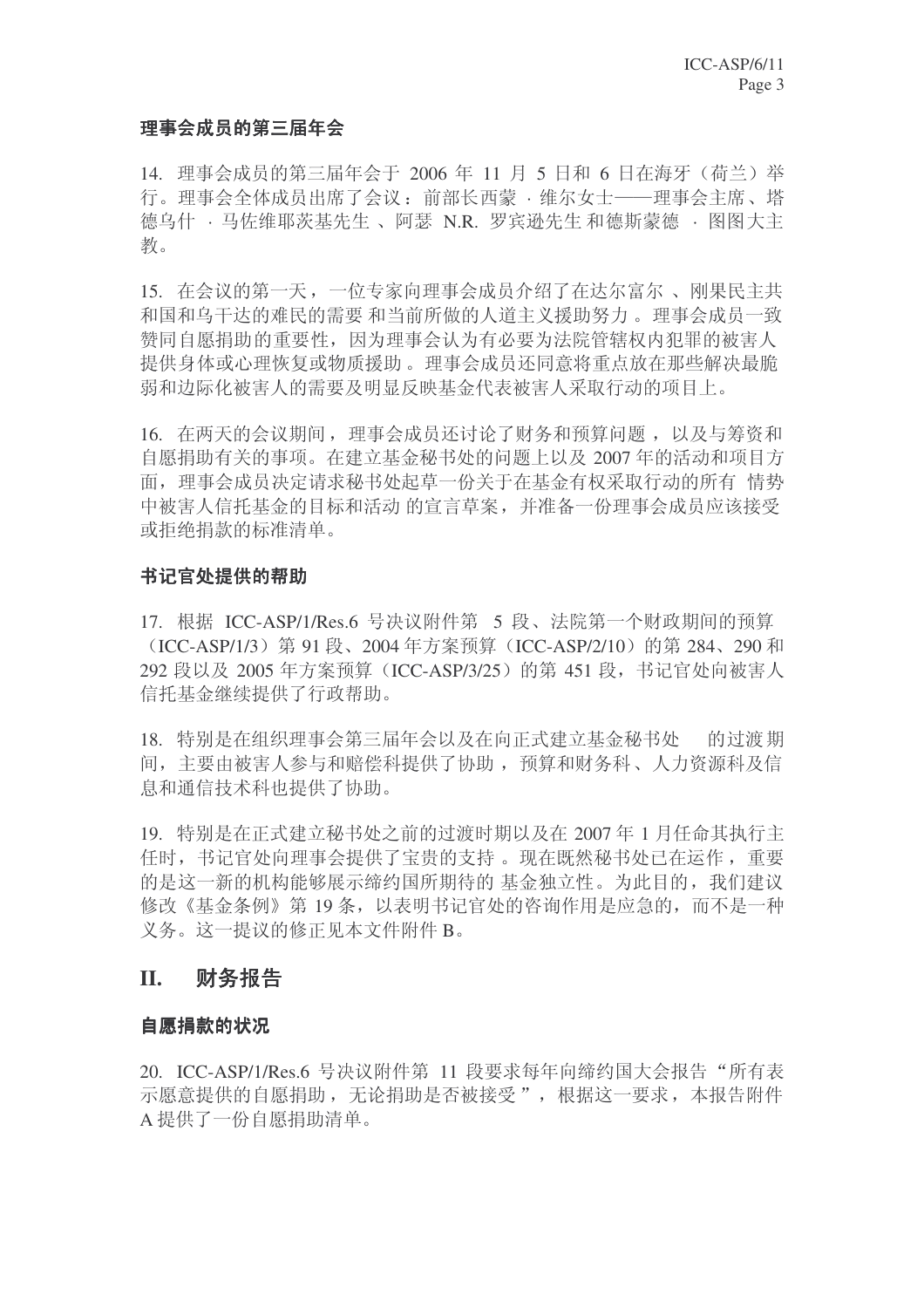### 理事会成员的第三届年会

14. 理事会成员的第三届年会于 2006 年 11 月 5 日和 6 日在海牙（荷兰）举行。理事会全体成员出席了会议：前部长西蒙 · 维尔女士——理事会主席、塔德乌什 · 马佐维耶茨基先生 、阿瑟 N.R. 罗宾逊先生 和德斯蒙德 · 图图大主教。

15. 在会议的第一天，一位专家向理事会成员介绍了在达尔富尔 、刚果民主共和国和乌干达的难民的需要 和当前所做的人道主义援助努力 。理事会成员一致赞同自愿捐助的重要性，因为理事会认为有必要为法院管辖权内犯罪的被害人提供身体或心理恢复或物质援助 。理事会成员还同意将重点放在那些解决最脆弱和边际化被害人的需要及明显反映基金代表被害人采取行动的项目上。

16. 在两天的会议期间，理事会成员还讨论了财务和预算问题 ，以及与筹资和自愿捐助有关的事项。在建立基金秘书处的问题上以及 2007 年的活动和项目方面，理事会成员决定请求秘书处起草一份关于在基金有权采取行动的所有 情势中被害人信托基金的目标和活动 的宣言草案，并准备一份理事会成员应该接受或拒绝捐款的标准清单。

### 书记官处提供的帮助

17. 根据 ICC-ASP/1/Res.6 号决议附件第 5 段、法院第一个财政期间的预算（ICC-ASP/1/3）第 91 段、2004 年方案预算（ICC-ASP/2/10）的第 284、290 和 292 段以及 2005 年方案预算（ICC-ASP/3/25）的第 451 段，书记官处向被害人信托基金继续提供了行政帮助。

18. 特别是在组织理事会第三届年会以及在向正式建立基金秘书处 的过渡期间，主要由被害人参与和赔偿科提供了协助 ，预算和财务科、人力资源科及信息和通信技术科也提供了协助。

19. 特别是在正式建立秘书处之前的过渡时期以及在 2007 年 1 月任命其执行主任时，书记官处向理事会提供了宝贵的支持 。现在既然秘书处已在运作 ，重要的是这一新的机构能够展示缔约国所期待的 基金独立性。为此目的，我们建议修改《基金条例》第 19 条，以表明书记官处的咨询作用是应急的，而不是一种义务。这一提议的修正见本文件附件 B。

## II. 财务报告

### 自愿捐款的状况

20. ICC-ASP/1/Res.6 号决议附件第 11 段要求每年向缔约国大会报告“所有表示愿意提供的自愿捐助，无论捐助是否被接受 ”，根据这一要求，本报告附件 A 提供了一份自愿捐助清单。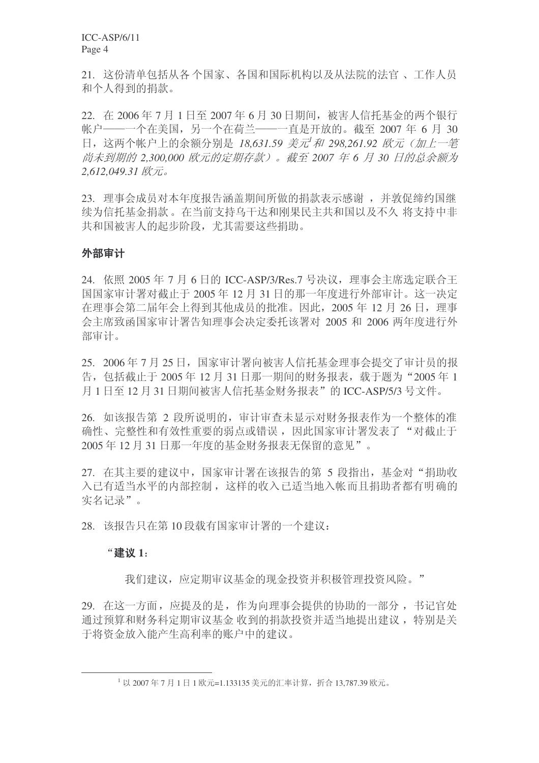21. 这份清单包括从各个国家、各国和国际机构以及从法院的法官、工作人员和个人得到的捐款。

22. 在 2006 年 7 月 1 日至 2007 年 6 月 30 日期间，被害人信托基金的两个银行帐户——一个在美国，另一个在荷兰——一直是开放的。截至 2007 年 6 月 30 日，这两个帐户上的余额分别是 *18,631.59 美元*[1] *和 298,261.92 欧元（加上一笔尚未到期的 2,300,000 欧元的定期存款）。截至 2007 年 6 月 30 日的总余额为 2,612,049.31 欧元。*

23. 理事会成员对本年度报告涵盖期间所做的捐款表示感谢，并敦促缔约国继续为信托基金捐款。在当前支持乌干达和刚果民主共和国以及不久将支持中非共和国被害人的起步阶段，尤其需要这些捐助。

### 外部审计

24. 依照 2005 年 7 月 6 日的 ICC-ASP/3/Res.7 号决议，理事会主席选定联合王国国家审计署对截止于 2005 年 12 月 31 日的那一年度进行外部审计。这一决定在理事会第二届年会上得到其他成员的批准。因此，2005 年 12 月 26 日，理事会主席致函国家审计署告知理事会决定委托该署对 2005 和 2006 两年度进行外部审计。

25. 2006 年 7 月 25 日，国家审计署向被害人信托基金理事会提交了审计员的报告，包括截止于 2005 年 12 月 31 日那一期间的财务报表，载于题为“2005 年 1 月 1 日至 12 月 31 日期间被害人信托基金财务报表”的 ICC-ASP/5/3 号文件。

26. 如该报告第 2 段所说明的，审计审查未显示对财务报表作为一个整体的准确性、完整性和有效性重要的弱点或错误，因此国家审计署发表了“对截止于 2005 年 12 月 31 日那一年度的基金财务报表无保留的意见”。

27. 在其主要的建议中，国家审计署在该报告的第 5 段指出，基金对“捐助收入已有适当水平的内部控制，这样的收入已适当地入帐而且捐助者都有明确的实名记录”。

28. 该报告只在第 10 段载有国家审计署的一个建议：

> “**建议 1**：
>
> 我们建议，应定期审议基金的现金投资并积极管理投资风险。”

29. 在这一方面，应提及的是，作为向理事会提供的协助的一部分，书记官处通过预算和财务科定期审议基金收到的捐款投资并适当地提出建议，特别是关于将资金放入能产生高利率的账户中的建议。

---

[1] 以 2007 年 7 月 1 日 1 欧元=1.133135 美元的汇率计算，折合 13,787.39 欧元。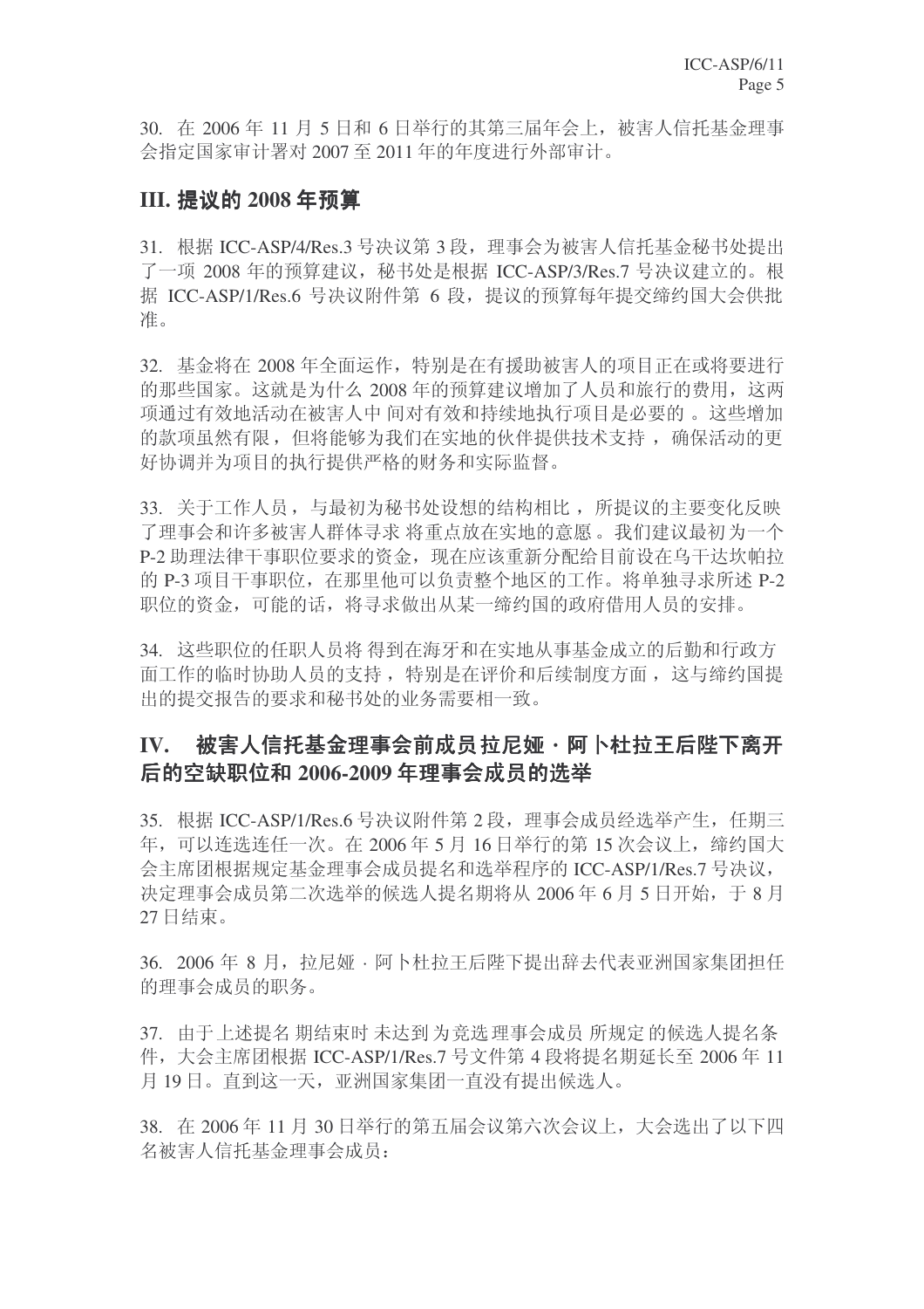30. 在 2006 年 11 月 5 日和 6 日举行的其第三届年会上，被害人信托基金理事会指定国家审计署对 2007 至 2011 年的年度进行外部审计。

## III. 提议的 2008 年预算

31. 根据 ICC-ASP/4/Res.3 号决议第 3 段，理事会为被害人信托基金秘书处提出了一项 2008 年的预算建议，秘书处是根据 ICC-ASP/3/Res.7 号决议建立的。根据 ICC-ASP/1/Res.6 号决议附件第 6 段，提议的预算每年提交缔约国大会供批准。

32. 基金将在 2008 年全面运作，特别是在有援助被害人的项目正在或将要进行的那些国家。这就是为什么 2008 年的预算建议增加了人员和旅行的费用，这两项通过有效地活动在被害人中 间对有效和持续地执行项目是必要的 。这些增加的款项虽然有限，但将能够为我们在实地的伙伴提供技术支持 ，确保活动的更好协调并为项目的执行提供严格的财务和实际监督。

33. 关于工作人员 ，与最初为秘书处设想的结构相比 ，所提议的主要变化反映了理事会和许多被害人群体寻求 将重点放在实地的意愿 。我们建议最初 为一个 P-2 助理法律干事职位要求的资金，现在应该重新分配给目前设在乌干达坎帕拉的 P-3 项目干事职位，在那里他可以负责整个地区的工作。将单独寻求所述 P-2 职位的资金，可能的话，将寻求做出从某一缔约国的政府借用人员的安排。

34. 这些职位的任职人员将 得到在海牙和在实地从事基金成立的后勤和行政方面工作的临时协助人员的支持 ，特别是在评价和后续制度方面 ，这与缔约国提出的提交报告的要求和秘书处的业务需要相一致。

## IV. 被害人信托基金理事会前成员 拉尼娅 · 阿卜杜拉王后陛下离开后的空缺职位和 2006-2009 年理事会成员的选举

35. 根据 ICC-ASP/1/Res.6 号决议附件第 2 段，理事会成员经选举产生，任期三年，可以连选连任一次。在 2006 年 5 月 16 日举行的第 15 次会议上，缔约国大会主席团根据规定基金理事会成员提名和选举程序的 ICC-ASP/1/Res.7 号决议，决定理事会成员第二次选举的候选人提名期将从 2006 年 6 月 5 日开始，于 8 月 27 日结束。

36. 2006 年 8 月，拉尼娅 · 阿卜杜拉王后陛下提出辞去代表亚洲国家集团担任的理事会成员的职务。

37. 由于上述提名 期结束时 未达到 为竞选 理事会成员 所规定 的候选人提名条件，大会主席团根据 ICC-ASP/1/Res.7 号文件第 4 段将提名期延长至 2006 年 11 月 19 日。直到这一天，亚洲国家集团一直没有提出候选人。

38. 在 2006 年 11 月 30 日举行的第五届会议第六次会议上，大会选出了以下四名被害人信托基金理事会成员：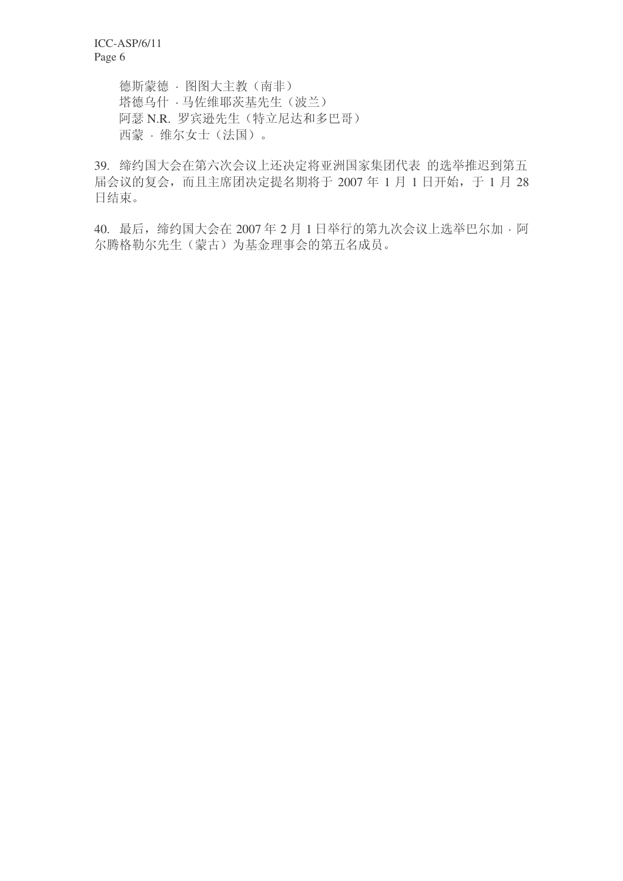德斯蒙德 · 图图大主教（南非）
塔德乌什 · 马佐维耶茨基先生（波兰）
阿瑟 N.R. 罗宾逊先生（特立尼达和多巴哥）
西蒙 · 维尔女士（法国）。

39. 缔约国大会在第六次会议上还决定将亚洲国家集团代表 的选举推迟到第五届会议的复会，而且主席团决定提名期将于 2007 年 1 月 1 日开始，于 1 月 28 日结束。

40. 最后，缔约国大会在 2007 年 2 月 1 日举行的第九次会议上选举巴尔加 · 阿尔腾格勒尔先生（蒙古）为基金理事会的第五名成员。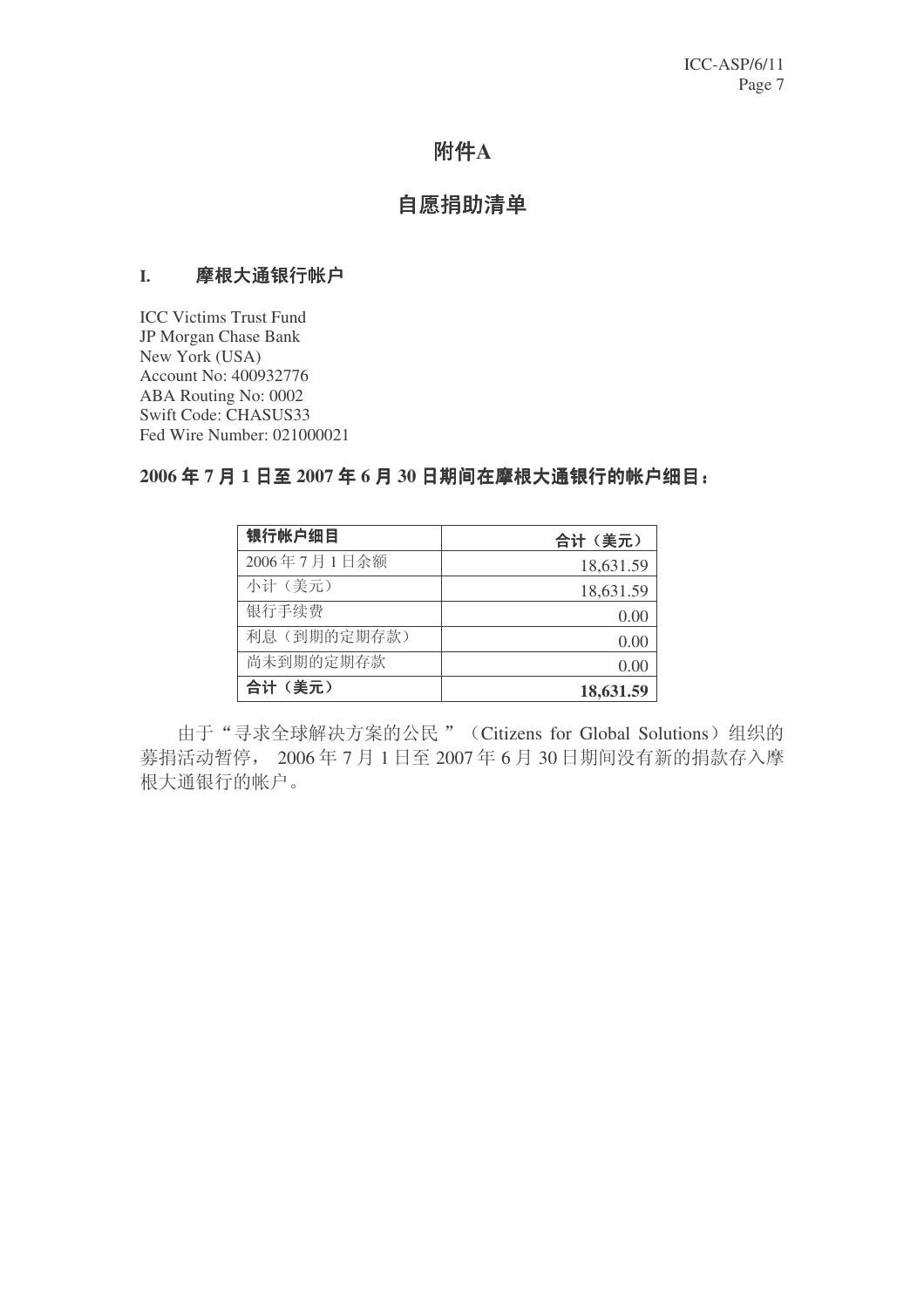# 附件A

## 自愿捐助清单

### I. 摩根大通银行帐户

ICC Victims Trust Fund
JP Morgan Chase Bank
New York (USA)
Account No: 400932776
ABA Routing No: 0002
Swift Code: CHASUS33
Fed Wire Number: 021000021

**2006 年 7 月 1 日至 2007 年 6 月 30 日期间在摩根大通银行的帐户细目：**

| 银行帐户细目 | 合计（美元） |
| --- | --- |
| 2006 年 7 月 1 日余额 | 18,631.59 |
| 小计（美元） | 18,631.59 |
| 银行手续费 | 0.00 |
| 利息（到期的定期存款） | 0.00 |
| 尚未到期的定期存款 | 0.00 |
| **合计（美元）** | **18,631.59** |

由于“寻求全球解决方案的公民 ”（Citizens for Global Solutions）组织的募捐活动暂停， 2006 年 7 月 1 日至 2007 年 6 月 30 日期间没有新的捐款存入摩根大通银行的帐户。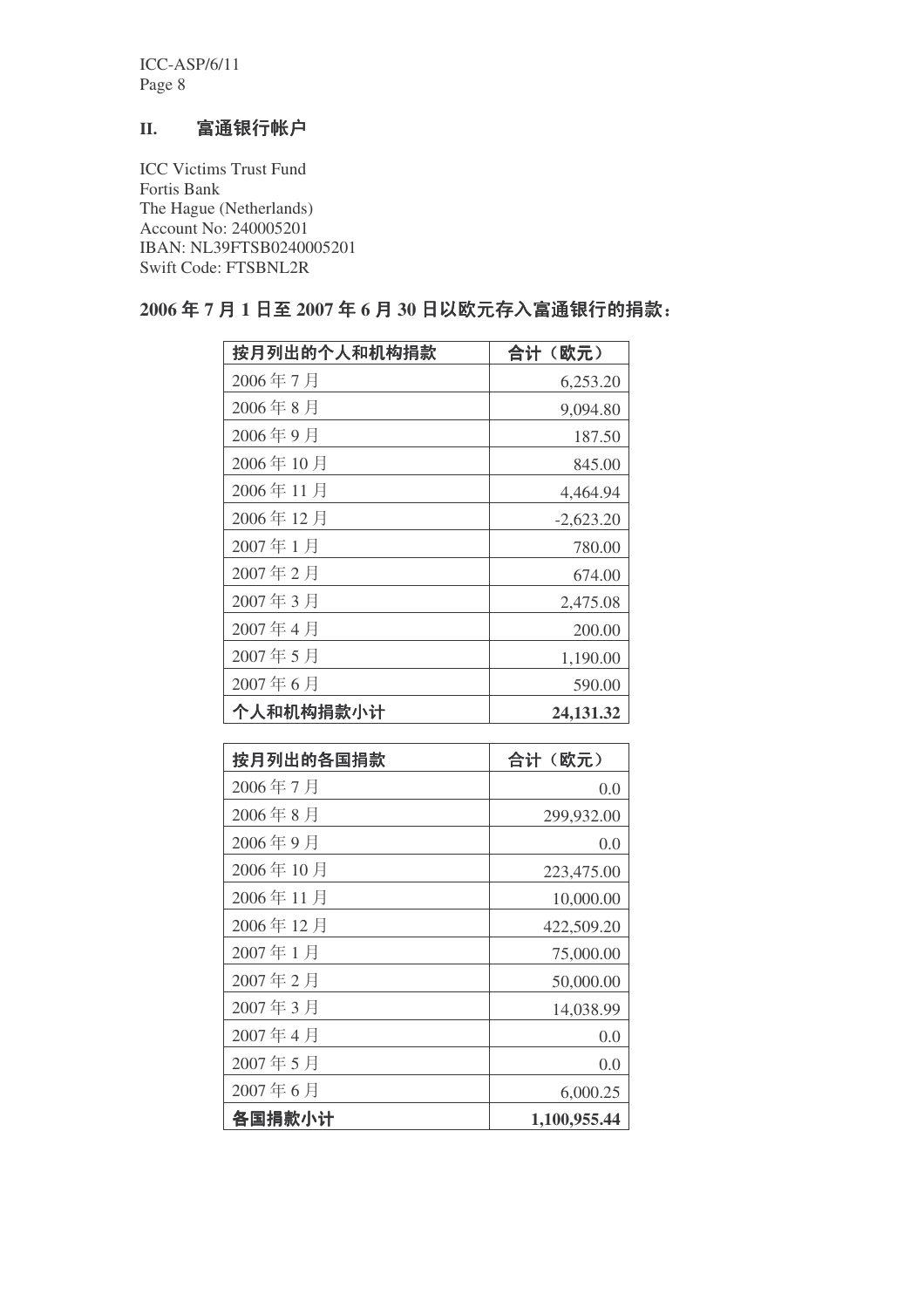## II. 富通银行帐户

ICC Victims Trust Fund
Fortis Bank
The Hague (Netherlands)
Account No: 240005201
IBAN: NL39FTSB0240005201
Swift Code: FTSBNL2R

**2006 年 7 月 1 日至 2007 年 6 月 30 日以欧元存入富通银行的捐款：**

| 按月列出的个人和机构捐款 | 合计（欧元） |
|---|---|
| 2006 年 7 月 | 6,253.20 |
| 2006 年 8 月 | 9,094.80 |
| 2006 年 9 月 | 187.50 |
| 2006 年 10 月 | 845.00 |
| 2006 年 11 月 | 4,464.94 |
| 2006 年 12 月 | -2,623.20 |
| 2007 年 1 月 | 780.00 |
| 2007 年 2 月 | 674.00 |
| 2007 年 3 月 | 2,475.08 |
| 2007 年 4 月 | 200.00 |
| 2007 年 5 月 | 1,190.00 |
| 2007 年 6 月 | 590.00 |
| **个人和机构捐款小计** | **24,131.32** |

| 按月列出的各国捐款 | 合计（欧元） |
|---|---|
| 2006 年 7 月 | 0.0 |
| 2006 年 8 月 | 299,932.00 |
| 2006 年 9 月 | 0.0 |
| 2006 年 10 月 | 223,475.00 |
| 2006 年 11 月 | 10,000.00 |
| 2006 年 12 月 | 422,509.20 |
| 2007 年 1 月 | 75,000.00 |
| 2007 年 2 月 | 50,000.00 |
| 2007 年 3 月 | 14,038.99 |
| 2007 年 4 月 | 0.0 |
| 2007 年 5 月 | 0.0 |
| 2007 年 6 月 | 6,000.25 |
| **各国捐款小计** | **1,100,955.44** |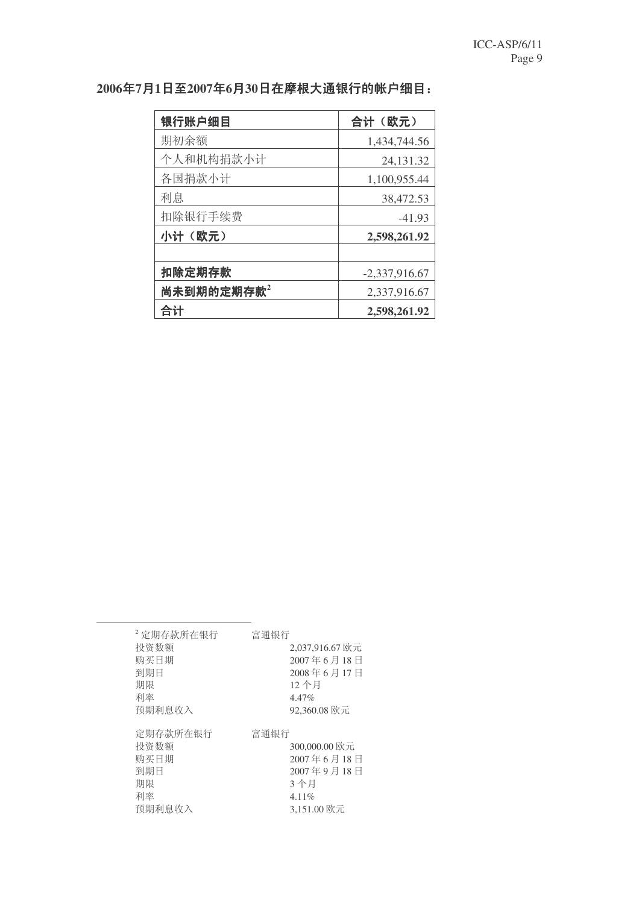**2006年7月1日至2007年6月30日在摩根大通银行的帐户细目：**

| **银行账户细目** | **合计（欧元）** |
|---|---|
| 期初余额 | 1,434,744.56 |
| 个人和机构捐款小计 | 24,131.32 |
| 各国捐款小计 | 1,100,955.44 |
| 利息 | 38,472.53 |
| 扣除银行手续费 | -41.93 |
| **小计（欧元）** | **2,598,261.92** |
| | |
| **扣除定期存款** | -2,337,916.67 |
| **尚未到期的定期存款**[2] | 2,337,916.67 |
| **合计** | **2,598,261.92** |

---

[2] 定期存款所在银行　富通银行
投资数额　2,037,916.67 欧元
购买日期　2007 年 6 月 18 日
到期日　2008 年 6 月 17 日
期限　12 个月
利率　4.47%
预期利息收入　92,360.08 欧元

定期存款所在银行　富通银行
投资数额　300,000.00 欧元
购买日期　2007 年 6 月 18 日
到期日　2007 年 9 月 18 日
期限　3 个月
利率　4.11%
预期利息收入　3,151.00 欧元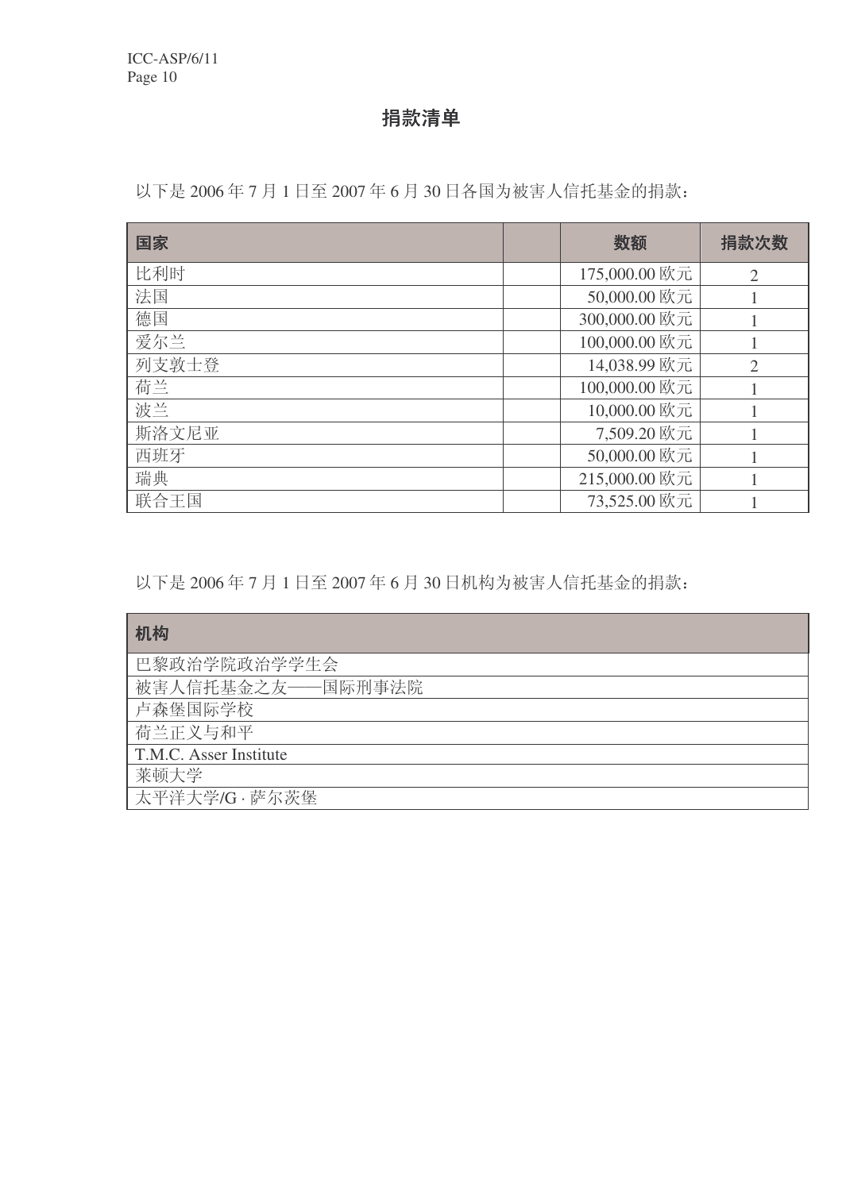## 捐款清单

以下是 2006 年 7 月 1 日至 2007 年 6 月 30 日各国为被害人信托基金的捐款：

| 国家 | | 数额 | 捐款次数 |
|---|---|---|---|
| 比利时 | | 175,000.00 欧元 | 2 |
| 法国 | | 50,000.00 欧元 | 1 |
| 德国 | | 300,000.00 欧元 | 1 |
| 爱尔兰 | | 100,000.00 欧元 | 1 |
| 列支敦士登 | | 14,038.99 欧元 | 2 |
| 荷兰 | | 100,000.00 欧元 | 1 |
| 波兰 | | 10,000.00 欧元 | 1 |
| 斯洛文尼亚 | | 7,509.20 欧元 | 1 |
| 西班牙 | | 50,000.00 欧元 | 1 |
| 瑞典 | | 215,000.00 欧元 | 1 |
| 联合王国 | | 73,525.00 欧元 | 1 |

以下是 2006 年 7 月 1 日至 2007 年 6 月 30 日机构为被害人信托基金的捐款：

| 机构 |
|---|
| 巴黎政治学院政治学学生会 |
| 被害人信托基金之友——国际刑事法院 |
| 卢森堡国际学校 |
| 荷兰正义与和平 |
| T.M.C. Asser Institute |
| 莱顿大学 |
| 太平洋大学/G · 萨尔茨堡 |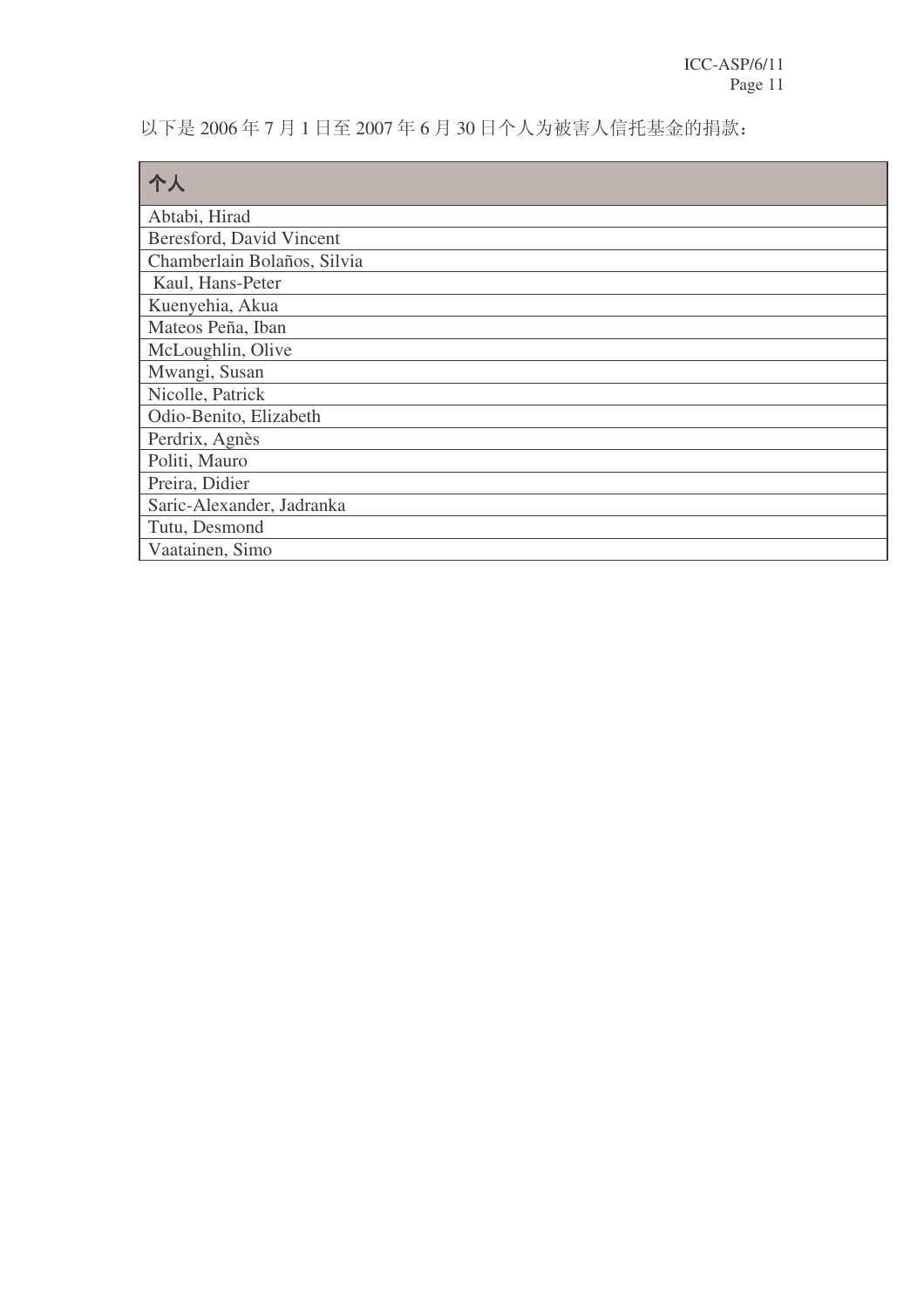以下是 2006 年 7 月 1 日至 2007 年 6 月 30 日个人为被害人信托基金的捐款：

| 个人 |
| --- |
| Abtabi, Hirad |
| Beresford, David Vincent |
| Chamberlain Bolaños, Silvia |
| Kaul, Hans-Peter |
| Kuenyehia, Akua |
| Mateos Peña, Iban |
| McLoughlin, Olive |
| Mwangi, Susan |
| Nicolle, Patrick |
| Odio-Benito, Elizabeth |
| Perdrix, Agnès |
| Politi, Mauro |
| Preira, Didier |
| Saric-Alexander, Jadranka |
| Tutu, Desmond |
| Vaatainen, Simo |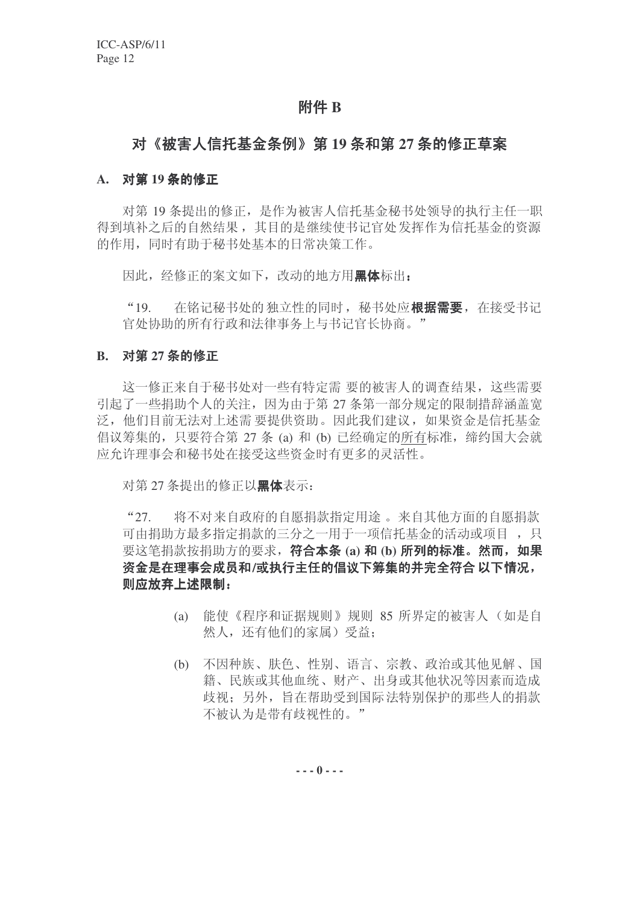# 附件 B

## 对《被害人信托基金条例》第 19 条和第 27 条的修正草案

### A. 对第 19 条的修正

对第 19 条提出的修正，是作为被害人信托基金秘书处领导的执行主任一职得到填补之后的自然结果，其目的是继续使书记官处发挥作为信托基金的资源的作用，同时有助于秘书处基本的日常决策工作。

因此，经修正的案文如下，改动的地方用**黑体**标出：

“19. 在铭记秘书处的独立性的同时，秘书处应**根据需要**，在接受书记官处协助的所有行政和法律事务上与书记官长协商。”

### B. 对第 27 条的修正

这一修正来自于秘书处对一些有特定需要的被害人的调查结果，这些需要引起了一些捐助个人的关注，因为由于第 27 条第一部分规定的限制措辞涵盖宽泛，他们目前无法对上述需要提供资助。因此我们建议，如果资金是信托基金倡议筹集的，只要符合第 27 条 (a) 和 (b) 已经确定的<u>所有</u>标准，缔约国大会就应允许理事会和秘书处在接受这些资金时有更多的灵活性。

对第 27 条提出的修正以**黑体**表示：

“27. 将不对来自政府的自愿捐款指定用途。来自其他方面的自愿捐款可由捐助方最多指定捐款的三分之一用于一项信托基金的活动或项目，只要这笔捐款按捐助方的要求，**符合本条 (a) 和 (b) 所列的标准。然而，如果资金是在理事会成员和/或执行主任的倡议下筹集的并完全符合以下情况，则应放弃上述限制：**

(a) 能使《程序和证据规则》规则 85 所界定的被害人（如是自然人，还有他们的家属）受益；

(b) 不因种族、肤色、性别、语言、宗教、政治或其他见解、国籍、民族或其他血统、财产、出身或其他状况等因素而造成歧视；另外，旨在帮助受到国际法特别保护的那些人的捐款不被认为是带有歧视性的。”

**- - - 0 - - -**